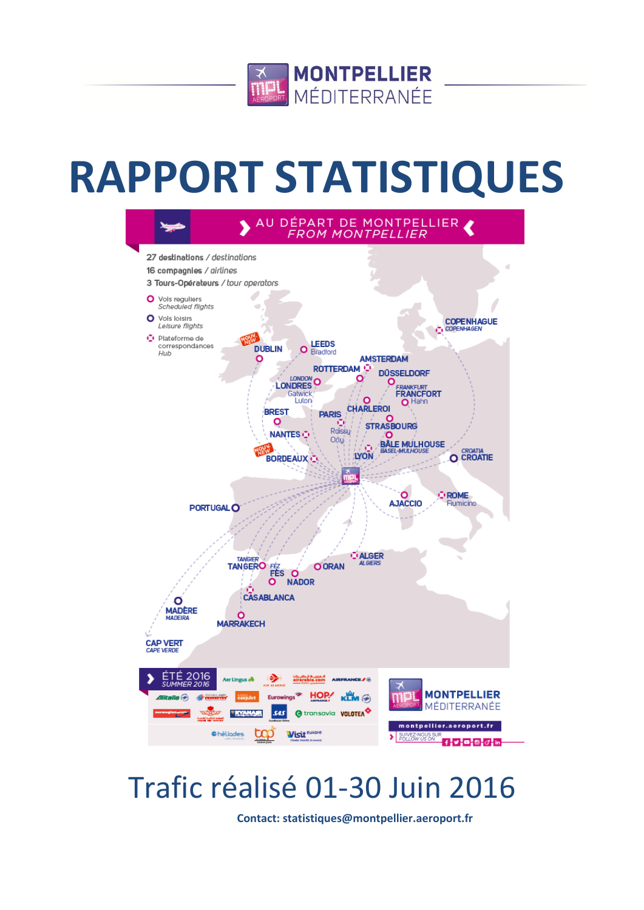MONTPELLIER MÉDITERRANÉE

# RAPPORT STATISTIQUES

AU DÉPART DE MONTPELLIER / *FROM MONTPELLIER*

27 destinations / *destinations*
16 compagnies / *airlines*
3 Tours-Opérateurs / *tour operators*

- Vols reguliers / *Scheduled flights*
- Vols loisirs / *Leisure flights*
- Plateforme de correspondances / *Hub*

DUBLIN, LEEDS Bradford, LONDRES Gatwick Luton, ROTTERDAM, AMSTERDAM, COPENHAGUE, DÜSSELDORF, FRANCFORT Hahn, CHARLEROI, BREST, PARIS Roissy Orly, STRASBOURG, NANTES, BÂLE MULHOUSE, BORDEAUX, LYON, CROATIE, AJACCIO, ROME Fiumicino, PORTUGAL, ALGER, ORAN, TANGER, FÈS, NADOR, CASABLANCA, MADÈRE, MARRAKECH, CAP VERT

ÉTÉ 2016 / SUMMER 2016

montpellier.aeroport.fr

SUIVEZ-NOUS SUR / FOLLOW US ON

## Trafic réalisé 01-30 Juin 2016

**Contact: statistiques@montpellier.aeroport.fr**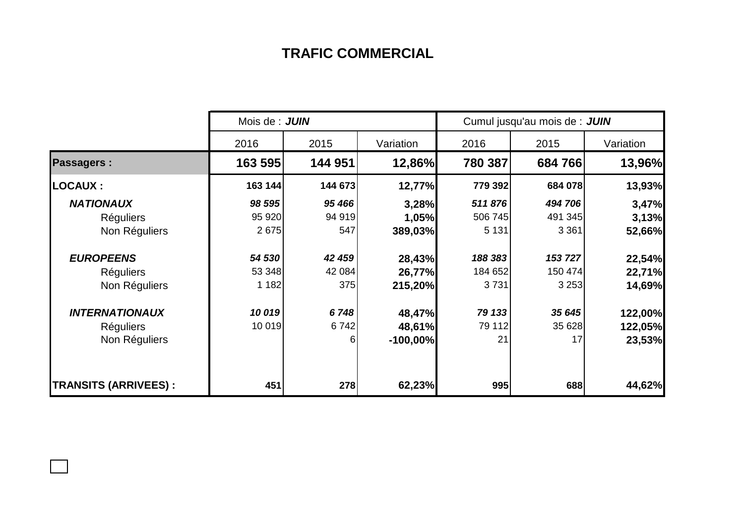# TRAFIC COMMERCIAL

| | Mois de : ***JUIN*** | | | Cumul jusqu'au mois de : ***JUIN*** | | |
|---|---|---|---|---|---|---|
| | 2016 | 2015 | Variation | 2016 | 2015 | Variation |
| **Passagers :** | **163 595** | **144 951** | **12,86%** | **780 387** | **684 766** | **13,96%** |
| **LOCAUX :** | **163 144** | **144 673** | **12,77%** | **779 392** | **684 078** | **13,93%** |
| ***NATIONAUX*** | ***98 595*** | ***95 466*** | **3,28%** | ***511 876*** | ***494 706*** | **3,47%** |
| Réguliers | 95 920 | 94 919 | **1,05%** | 506 745 | 491 345 | **3,13%** |
| Non Réguliers | 2 675 | 547 | **389,03%** | 5 131 | 3 361 | **52,66%** |
| ***EUROPEENS*** | ***54 530*** | ***42 459*** | **28,43%** | ***188 383*** | ***153 727*** | **22,54%** |
| Réguliers | 53 348 | 42 084 | **26,77%** | 184 652 | 150 474 | **22,71%** |
| Non Réguliers | 1 182 | 375 | **215,20%** | 3 731 | 3 253 | **14,69%** |
| ***INTERNATIONAUX*** | ***10 019*** | ***6 748*** | **48,47%** | ***79 133*** | ***35 645*** | **122,00%** |
| Réguliers | 10 019 | 6 742 | **48,61%** | 79 112 | 35 628 | **122,05%** |
| Non Réguliers | | 6 | **-100,00%** | 21 | 17 | **23,53%** |
| **TRANSITS (ARRIVEES) :** | **451** | **278** | **62,23%** | **995** | **688** | **44,62%** |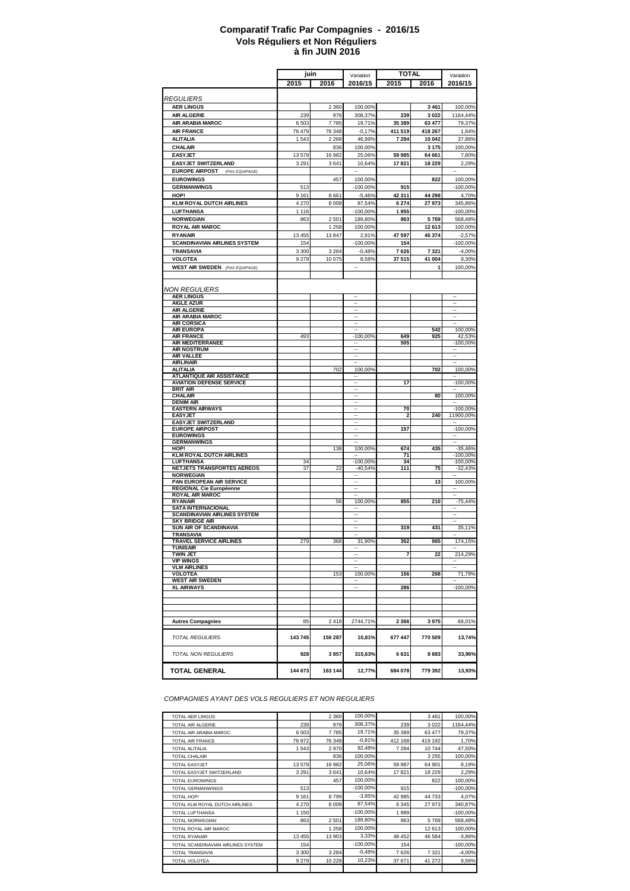# Comparatif Trafic Par Compagnies - 2016/15
## Vols Réguliers et Non Réguliers
## à fin JUIN 2016

| | juin | | Variation | TOTAL | | Variation |
|---|---|---|---|---|---|---|
| | 2015 | 2016 | 2016/15 | 2015 | 2016 | 2016/15 |
| *REGULIERS* | | | | | | |
| **AER LINGUS** | | 2 360 | 100,00% | | 3 461 | 100,00% |
| **AIR ALGERIE** | 239 | 976 | 308,37% | 239 | 3 022 | 1164,44% |
| **AIR ARABIA MAROC** | 6 503 | 7 785 | 19,71% | 35 389 | 63 477 | 79,37% |
| **AIR FRANCE** | 76 479 | 76 348 | -0,17% | 411 519 | 418 267 | 1,64% |
| **ALITALIA** | 1 543 | 2 268 | 46,99% | 7 284 | 10 042 | 37,86% |
| **CHALAIR** | | 836 | 100,00% | | 3 175 | 100,00% |
| **EASYJET** | 13 579 | 16 982 | 25,06% | 59 985 | 64 661 | 7,80% |
| **EASYJET SWITZERLAND** | 3 291 | 3 641 | 10,64% | 17 821 | 18 229 | 2,29% |
| **EUROPE AIRPOST** *(PAX EQUIPAGE)* | | | -- | | | -- |
| **EUROWINGS** | | 457 | 100,00% | | 822 | 100,00% |
| **GERMANWINGS** | 513 | | -100,00% | 915 | | -100,00% |
| **HOP!** | 9 161 | 8 661 | -5,46% | 42 311 | 44 298 | 4,70% |
| **KLM ROYAL DUTCH AIRLINES** | 4 270 | 8 008 | 87,54% | 6 274 | 27 973 | 345,86% |
| **LUFTHANSA** | 1 116 | | -100,00% | 1 955 | | -100,00% |
| **NORWEGIAN** | 863 | 2 501 | 189,80% | 863 | 5 769 | 568,48% |
| **ROYAL AIR MAROC** | | 1 258 | 100,00% | | 12 613 | 100,00% |
| **RYANAIR** | 13 455 | 13 847 | 2,91% | 47 597 | 46 374 | -2,57% |
| **SCANDINAVIAN AIRLINES SYSTEM** | 154 | | -100,00% | 154 | | -100,00% |
| **TRANSAVIA** | 3 300 | 3 284 | -0,48% | 7 626 | 7 321 | -4,00% |
| **VOLOTEA** | 9 279 | 10 075 | 8,58% | 37 515 | 41 004 | 9,30% |
| **WEST AIR SWEDEN** *(PAX EQUIPAGE)* | | | -- | | 1 | 100,00% |
| *NON REGULIERS* | | | | | | |
| **AER LINGUS** | | | -- | | | -- |
| **AIGLE AZUR** | | | -- | | | -- |
| **AIR ALGERIE** | | | -- | | | -- |
| **AIR ARABIA MAROC** | | | -- | | | -- |
| **AIR CORSICA** | | | -- | | | -- |
| **AIR EUROPA** | | | -- | | 542 | 100,00% |
| **AIR FRANCE** | 493 | | -100,00% | 649 | 925 | 42,53% |
| **AIR MEDITERRANEE** | | | -- | 505 | | -100,00% |
| **AIR NOSTRUM** | | | -- | | | -- |
| **AIR VALLEE** | | | -- | | | -- |
| **AIRLINAIR** | | | -- | | | -- |
| **ALITALIA** | | 702 | 100,00% | | 702 | 100,00% |
| **ATLANTIQUE AIR ASSISTANCE** | | | -- | | | -- |
| **AVIATION DEFENSE SERVICE** | | | -- | 17 | | -100,00% |
| **BRIT AIR** | | | -- | | | -- |
| **CHALAIR** | | | -- | | 80 | 100,00% |
| **DENIM AIR** | | | -- | | | -- |
| **EASTERN AIRWAYS** | | | -- | 70 | | -100,00% |
| **EASYJET** | | | -- | 2 | 240 | 11900,00% |
| **EASYJET SWITZERLAND** | | | -- | | | -- |
| **EUROPE AIRPOST** | | | -- | 157 | | -100,00% |
| **EUROWINGS** | | | -- | | | -- |
| **GERMANWINGS** | | | -- | | | -- |
| **HOP!** | | 138 | 100,00% | 674 | 435 | -35,46% |
| **KLM ROYAL DUTCH AIRLINES** | | | -- | 71 | | -100,00% |
| **LUFTHANSA** | 34 | | -100,00% | 34 | | -100,00% |
| **NETJETS TRANSPORTES AEREOS** | 37 | 22 | -40,54% | 111 | 75 | -32,43% |
| **NORWEGIAN** | | | -- | | | -- |
| **PAN EUROPEAN AIR SERVICE** | | | -- | | 13 | 100,00% |
| **REGIONAL Cie Européenne** | | | -- | | | -- |
| **ROYAL AIR MAROC** | | | -- | | | -- |
| **RYANAIR** | | 56 | 100,00% | 855 | 210 | -75,44% |
| **SATA INTERNACIONAL** | | | -- | | | -- |
| **SCANDINAVIAN AIRLINES SYSTEM** | | | -- | | | -- |
| **SKY BRIDGE AIR** | | | -- | | | -- |
| **SUN AIR OF SCANDINAVIA** | | | -- | 319 | 431 | 35,11% |
| **TRANSAVIA** | | | -- | | | -- |
| **TRAVEL SERVICE AIRLINES** | 279 | 368 | 31,90% | 352 | 965 | 174,15% |
| **TUNISAIR** | | | -- | | | -- |
| **TWIN JET** | | | -- | 7 | 22 | 214,29% |
| **VIP WINGS** | | | -- | | | -- |
| **VLM AIRLINES** | | | -- | | | -- |
| **VOLOTEA** | | 153 | 100,00% | 156 | 268 | 71,79% |
| **WEST AIR SWEDEN** | | | -- | | | -- |
| **XL AIRWAYS** | | | -- | 286 | | -100,00% |
| **Autres Compagnies** | 85 | 2 418 | 2744,71% | 2 366 | 3 975 | 68,01% |
| *TOTAL REGULIERS* | **143 745** | **159 287** | **10,81%** | **677 447** | **770 509** | **13,74%** |
| *TOTAL NON REGULIERS* | **928** | **3 857** | **315,63%** | **6 631** | **8 883** | **33,96%** |
| **TOTAL GENERAL** | **144 673** | **163 144** | **12,77%** | **684 078** | **779 392** | **13,93%** |

*COMPAGNIES AYANT DES VOLS REGULIERS ET NON REGULIERS*

| | | | | | | |
|---|---|---|---|---|---|---|
| TOTAL AER LINGUS | | 2 360 | 100,00% | | 3 461 | 100,00% |
| TOTAL AIR ALGERIE | 239 | 976 | 308,37% | 239 | 3 022 | 1164,44% |
| TOTAL AIR ARABIA MAROC | 6 503 | 7 785 | 19,71% | 35 389 | 63 477 | 79,37% |
| TOTAL AIR FRANCE | 76 972 | 76 348 | -0,81% | 412 168 | 419 192 | 1,70% |
| TOTAL ALITALIA | 1 543 | 2 970 | 92,48% | 7 284 | 10 744 | 47,50% |
| TOTAL CHALAIR | | 836 | 100,00% | | 3 255 | 100,00% |
| TOTAL EASYJET | 13 579 | 16 982 | 25,06% | 59 987 | 64 901 | 8,19% |
| TOTAL EASYJET SWITZERLAND | 3 291 | 3 641 | 10,64% | 17 821 | 18 229 | 2,29% |
| TOTAL EUROWINGS | | 457 | 100,00% | | 822 | 100,00% |
| TOTAL GERMANWINGS | 513 | | -100,00% | 915 | | -100,00% |
| TOTAL HOP! | 9 161 | 8 799 | -3,95% | 42 985 | 44 733 | 4,07% |
| TOTAL KLM ROYAL DUTCH AIRLINES | 4 270 | 8 008 | 87,54% | 6 345 | 27 973 | 340,87% |
| TOTAL LUFTHANSA | 1 150 | | -100,00% | 1 989 | | -100,00% |
| TOTAL NORWEGIAN | 863 | 2 501 | 189,80% | 863 | 5 769 | 568,48% |
| TOTAL ROYAL AIR MAROC | | 1 258 | 100,00% | | 12 613 | 100,00% |
| TOTAL RYANAIR | 13 455 | 13 903 | 3,33% | 48 452 | 46 584 | -3,86% |
| TOTAL SCANDINAVIAN AIRLINES SYSTEM | 154 | | -100,00% | 154 | | -100,00% |
| TOTAL TRANSAVIA | 3 300 | 3 284 | -0,48% | 7 626 | 7 321 | -4,00% |
| TOTAL VOLOTEA | 9 279 | 10 228 | 10,23% | 37 671 | 41 272 | 9,56% |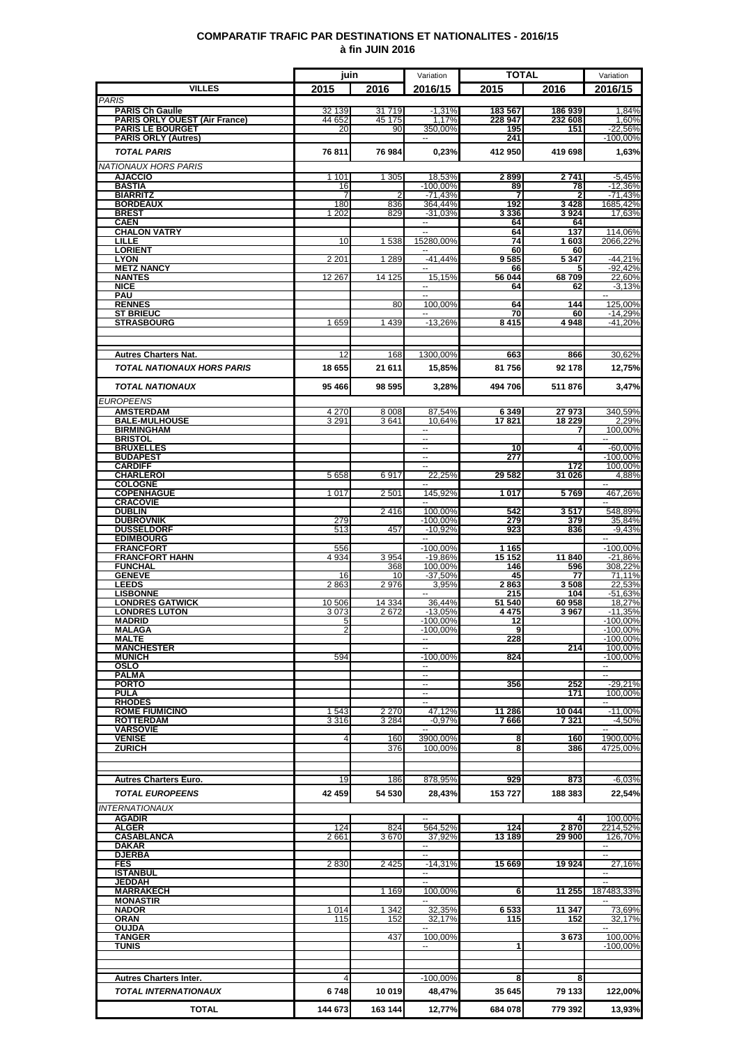# COMPARATIF TRAFIC PAR DESTINATIONS ET NATIONALITES - 2016/15
## à fin JUIN 2016

| VILLES | juin 2015 | juin 2016 | Variation 2016/15 | TOTAL 2015 | TOTAL 2016 | Variation 2016/15 |
|---|---|---|---|---|---|---|
| *PARIS* | | | | | | |
| **PARIS Ch Gaulle** | 32 139 | 31 719 | -1,31% | 183 567 | 186 939 | 1,84% |
| **PARIS ORLY OUEST (Air France)** | 44 652 | 45 175 | 1,17% | 228 947 | 232 608 | 1,60% |
| **PARIS LE BOURGET** | 20 | 90 | 350,00% | 195 | 151 | -22,56% |
| **PARIS ORLY (Autres)** | | | -- | 241 | | -100,00% |
| ***TOTAL PARIS*** | **76 811** | **76 984** | **0,23%** | **412 950** | **419 698** | **1,63%** |
| *NATIONAUX HORS PARIS* | | | | | | |
| **AJACCIO** | 1 101 | 1 305 | 18,53% | 2 899 | 2 741 | -5,45% |
| **BASTIA** | 16 | | -100,00% | 89 | 78 | -12,36% |
| **BIARRITZ** | 7 | 2 | -71,43% | 7 | 2 | -71,43% |
| **BORDEAUX** | 180 | 836 | 364,44% | 192 | 3 428 | 1685,42% |
| **BREST** | 1 202 | 829 | -31,03% | 3 336 | 3 924 | 17,63% |
| **CAEN** | | | -- | 64 | 64 | |
| **CHALON VATRY** | | | -- | 64 | 137 | 114,06% |
| **LILLE** | 10 | 1 538 | 15280,00% | 74 | 1 603 | 2066,22% |
| **LORIENT** | | | -- | 60 | 60 | |
| **LYON** | 2 201 | 1 289 | -41,44% | 9 585 | 5 347 | -44,21% |
| **METZ NANCY** | | | -- | 66 | 5 | -92,42% |
| **NANTES** | 12 267 | 14 125 | 15,15% | 56 044 | 68 709 | 22,60% |
| **NICE** | | | -- | 64 | 62 | -3,13% |
| **PAU** | | | -- | | | -- |
| **RENNES** | | 80 | 100,00% | 64 | 144 | 125,00% |
| **ST BRIEUC** | | | -- | 70 | 60 | -14,29% |
| **STRASBOURG** | 1 659 | 1 439 | -13,26% | 8 415 | 4 948 | -41,20% |
| **Autres Charters Nat.** | 12 | 168 | 1300,00% | 663 | 866 | 30,62% |
| ***TOTAL NATIONAUX HORS PARIS*** | **18 655** | **21 611** | **15,85%** | **81 756** | **92 178** | **12,75%** |
| ***TOTAL NATIONAUX*** | **95 466** | **98 595** | **3,28%** | **494 706** | **511 876** | **3,47%** |
| *EUROPEENS* | | | | | | |
| **AMSTERDAM** | 4 270 | 8 008 | 87,54% | 6 349 | 27 973 | 340,59% |
| **BALE-MULHOUSE** | 3 291 | 3 641 | 10,64% | 17 821 | 18 229 | 2,29% |
| **BIRMINGHAM** | | | -- | | 7 | 100,00% |
| **BRISTOL** | | | -- | | | -- |
| **BRUXELLES** | | | -- | 10 | 4 | -60,00% |
| **BUDAPEST** | | | -- | 277 | | -100,00% |
| **CARDIFF** | | | -- | | 172 | 100,00% |
| **CHARLEROI** | 5 658 | 6 917 | 22,25% | 29 582 | 31 026 | 4,88% |
| **COLOGNE** | | | -- | | | -- |
| **COPENHAGUE** | 1 017 | 2 501 | 145,92% | 1 017 | 5 769 | 467,26% |
| **CRACOVIE** | | | -- | | | -- |
| **DUBLIN** | | 2 416 | 100,00% | 542 | 3 517 | 548,89% |
| **DUBROVNIK** | 279 | | -100,00% | 279 | 379 | 35,84% |
| **DUSSELDORF** | 513 | 457 | -10,92% | 923 | 836 | -9,43% |
| **EDIMBOURG** | | | -- | | | -- |
| **FRANCFORT** | 556 | | -100,00% | 1 165 | | -100,00% |
| **FRANCFORT HAHN** | 4 934 | 3 954 | -19,86% | 15 152 | 11 840 | -21,86% |
| **FUNCHAL** | | 368 | 100,00% | 146 | 596 | 308,22% |
| **GENEVE** | 16 | 10 | -37,50% | 45 | 77 | 71,11% |
| **LEEDS** | 2 863 | 2 976 | 3,95% | 2 863 | 3 508 | 22,53% |
| **LISBONNE** | | | -- | 215 | 104 | -51,63% |
| **LONDRES GATWICK** | 10 506 | 14 334 | 36,44% | 51 540 | 60 958 | 18,27% |
| **LONDRES LUTON** | 3 073 | 2 672 | -13,05% | 4 475 | 3 967 | -11,35% |
| **MADRID** | 5 | | -100,00% | 12 | | -100,00% |
| **MALAGA** | 2 | | -100,00% | 9 | | -100,00% |
| **MALTE** | | | -- | 228 | | -100,00% |
| **MANCHESTER** | | | -- | | 214 | 100,00% |
| **MUNICH** | 594 | | -100,00% | 824 | | -100,00% |
| **OSLO** | | | -- | | | -- |
| **PALMA** | | | -- | | | -- |
| **PORTO** | | | -- | 356 | 252 | -29,21% |
| **PULA** | | | -- | | 171 | 100,00% |
| **RHODES** | | | -- | | | -- |
| **ROME FIUMICINO** | 1 543 | 2 270 | 47,12% | 11 286 | 10 044 | -11,00% |
| **ROTTERDAM** | 3 316 | 3 284 | -0,97% | 7 666 | 7 321 | -4,50% |
| **VARSOVIE** | | | -- | | | -- |
| **VENISE** | 4 | 160 | 3900,00% | 8 | 160 | 1900,00% |
| **ZURICH** | | 376 | 100,00% | 8 | 386 | 4725,00% |
| **Autres Charters Euro.** | 19 | 186 | 878,95% | 929 | 873 | -6,03% |
| ***TOTAL EUROPEENS*** | **42 459** | **54 530** | **28,43%** | **153 727** | **188 383** | **22,54%** |
| *INTERNATIONAUX* | | | | | | |
| **AGADIR** | | | -- | | 4 | 100,00% |
| **ALGER** | 124 | 824 | 564,52% | 124 | 2 870 | 2214,52% |
| **CASABLANCA** | 2 661 | 3 670 | 37,92% | 13 189 | 29 900 | 126,70% |
| **DAKAR** | | | -- | | | -- |
| **DJERBA** | | | -- | | | -- |
| **FES** | 2 830 | 2 425 | -14,31% | 15 669 | 19 924 | 27,16% |
| **ISTANBUL** | | | -- | | | -- |
| **JEDDAH** | | | -- | | | -- |
| **MARRAKECH** | | 1 169 | 100,00% | 6 | 11 255 | 187483,33% |
| **MONASTIR** | | | -- | | | -- |
| **NADOR** | 1 014 | 1 342 | 32,35% | 6 533 | 11 347 | 73,69% |
| **ORAN** | 115 | 152 | 32,17% | 115 | 152 | 32,17% |
| **OUJDA** | | | -- | | | -- |
| **TANGER** | | 437 | 100,00% | | 3 673 | 100,00% |
| **TUNIS** | | | -- | 1 | | -100,00% |
| **Autres Charters Inter.** | 4 | | -100,00% | 8 | 8 | |
| ***TOTAL INTERNATIONAUX*** | **6 748** | **10 019** | **48,47%** | **35 645** | **79 133** | **122,00%** |
| **TOTAL** | **144 673** | **163 144** | **12,77%** | **684 078** | **779 392** | **13,93%** |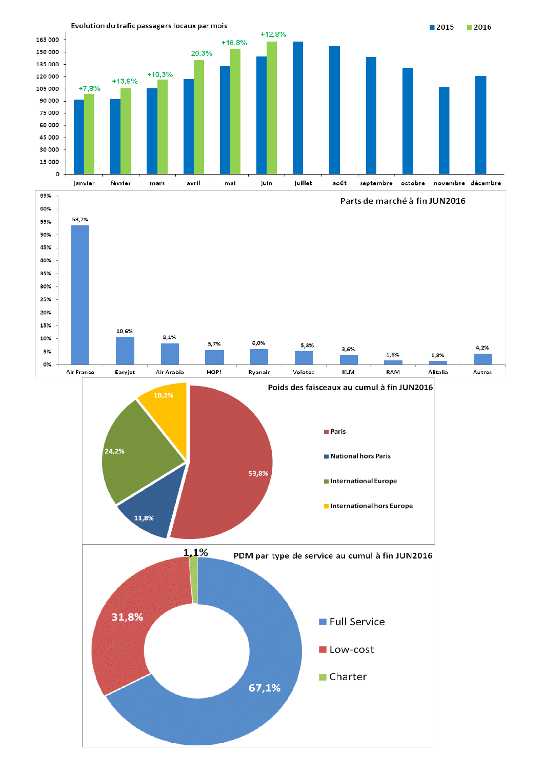Evolution du trafic passagers locaux par mois

2015
2016

165 000
150 000
135 000
120 000
105 000
90 000
75 000
60 000
45 000
30 000
15 000
0

+7,8%
+13,9%
+10,3%
20,3%
+16,8%
+12,8%

janvier
février
mars
avril
mai
juin
juillet
août
septembre
octobre
novembre
décembre

Parts de marché à fin JUN2016

65%
60%
55%
50%
45%
40%
35%
30%
25%
20%
15%
10%
5%
0%

53,7%
10,6%
8,1%
5,7%
6,0%
5,3%
3,6%
1,6%
1,3%
4,2%

Air France
Easyjet
Air Arabia
HOP!
Ryanair
Volotea
KLM
RAM
Alitalia
Autres

Poids des faisceaux au cumul à fin JUN2016

53,8%
11,8%
24,2%
10,2%

Paris
National hors Paris
International Europe
International hors Europe

PDM par type de service au cumul à fin JUN2016

67,1%
31,8%
1,1%

Full Service
Low-cost
Charter